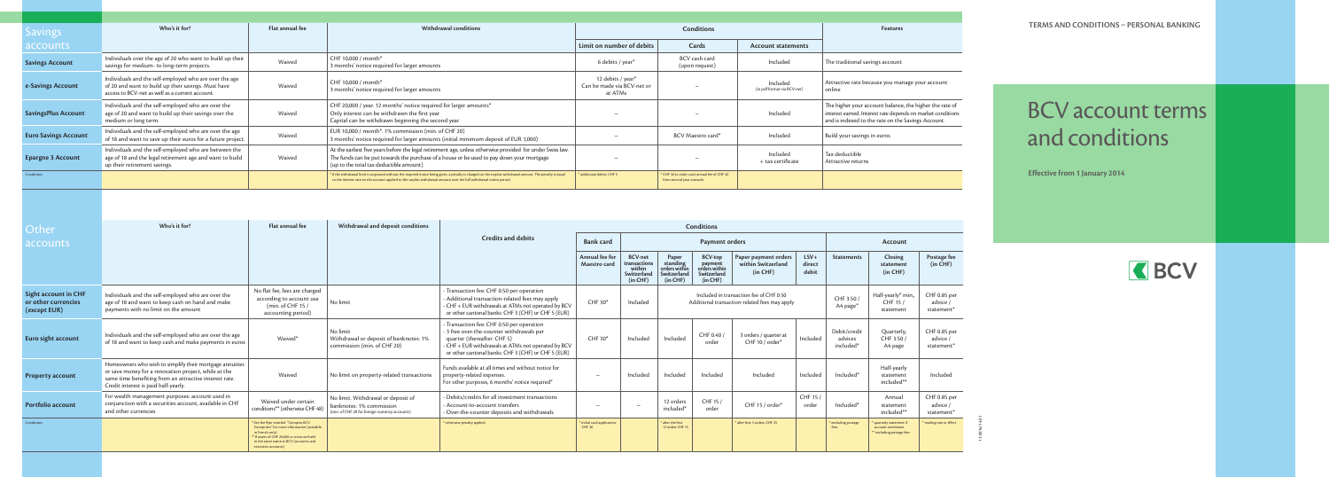TERMS AND CONDITIONS – PERSONAL BANKING

# BCV account terms and conditions

**Effective from 1 January 2014**

## Savings accounts

| Savings accounts | Who's it for? | Flat annual fee | Withdrawal conditions | Conditions | | | Features |
|---|---|---|---|---|---|---|---|
| | | | | Limit on number of debits | Cards | Account statements | |
| Savings Account | Individuals over the age of 20 who want to build up their savings for medium- to long-term projects. | Waived | CHF 10,000 / month* 3 months' notice required for larger amounts | 6 debits / year* | BCV cash card (upon request) | Included | The traditional savings account |
| e-Savings Account | Individuals and the self-employed who are over the age of 20 and want to build up their savings. Must have access to BCV-net as well as a current account. | Waived | CHF 10,000 / month* 3 months' notice required for larger amounts | 12 debits / year* Can be made via BCV-net or at ATMs | – | Included (in pdf format via BCV-net) | Attractive rate because you manage your account online |
| SavingsPlus Account | Individuals and the self-employed who are over the age of 20 and want to build up their savings over the medium or long term. | Waived | CHF 20,000 / year. 12 months' notice required for larger amounts* Only interest can be withdrawn the first year Capital can be withdrawn beginning the second year | – | – | Included | The higher your account balance, the higher the rate of interest earned. Interest rate depends on market conditions and is indexed to the rate on the Savings Account. |
| Euro Savings Account | Individuals and the self-employed who are over the age of 18 and want to save up their euros for a future project. | Waived | EUR 10,000 / month*. 1% commission (min. of CHF 20) 3 months' notice required for larger amounts (initial minimum deposit of EUR 1,000) | – | BCV Maestro card* | Included | Build your savings in euros |
| Epargne 3 Account | Individuals and the self-employed who are between the age of 18 and the legal retirement age and want to build up their retirement savings. | Waived | At the earliest five years before the legal retirement age, unless otherwise provided for under Swiss law. The funds can be put towards the purchase of a house or be used to pay down your mortgage (up to the total tax deductible amount). | – | – | Included + tax certificate | Tax deductible Attractive returns |
| Conditions | | | * If the withdrawal limit is surpassed without the required notice being given, a penalty is charged on the surplus withdrawal amount. The penalty is equal to the interest earned on the account applied to the surplus withdrawal amount over the full withdrawal notice period. | * additional debits: CHF 5 | * CHF 30 to order card; annual fee of CHF 30 from second year onwards | | |

## Other accounts

| Other accounts | Who's it for? | Flat annual fee | Withdrawal and deposit conditions | Credits and debits | Bank card | Payment orders | | | | | Account | | |
|---|---|---|---|---|---|---|---|---|---|---|---|---|---|
| | | | | | Annual fee for Maestro card | BCV-net transactions within Switzerland (in CHF) | Paper standing orders within Switzerland (in CHF) | BCV-top payment orders within Switzerland (in CHF) | Paper payment orders within Switzerland (in CHF) | LSV+ direct debit | Statements | Closing statement (in CHF) | Postage fee (in CHF) |
| Sight account in CHF or other currencies (except EUR) | Individuals and the self-employed who are over the age of 18 and want to keep cash on hand and make payments with no limit on the amount | No flat fee, fees are charged according to account use (min. of CHF 15 / accounting period) | No limit | - Transaction fee CHF 0.50 per operation - Additional transaction-related fees may apply - CHF + EUR withdrawals at ATMs not operated by BCV or other cantonal banks: CHF 3 (CHF) or CHF 5 (EUR) | CHF 30* | Included | Included in transaction fee of CHF 0.50 Additional transaction-related fees may apply | | | | CHF 3.50 / A4 page* | Half-yearly* min., CHF 15 / statement | CHF 0.85 per advice / statement* |
| Euro sight account | Individuals and the self-employed who are over the age of 18 and want to keep cash on hand and make payments in euros | Waived* | No limit Withdrawal or deposit of banknotes: 1% commission (min. of CHF 20) | - Transaction fee CHF 0.50 per operation - 5 free over-the-counter withdrawals per quarter (thereafter: CHF 5) - CHF + EUR withdrawals at ATMs not operated by BCV or other cantonal banks: CHF 3 (CHF) or CHF 5 (EUR) | CHF 30* | Included | Included | CHF 0.40 / order | 3 orders / quarter at CHF 10 / order* | Included | Debit/credit advices included* | Quarterly, CHF 3.50 / A4 page | CHF 0.85 per advice / statement* |
| Property account | Homeowners who wish to simplify their mortgage annuities or save money for a renovation project, while at the same time benefiting from an attractive interest rate. Credit interest is paid half-yearly. | Waived | No limit on property-related transactions | Funds available at all times and without notice for property-related expenses. For other purposes, 6 months' notice required* | – | Included | Included | Included | Included | Included | Included* | Half-yearly statement included** | Included |
| Portfolio account | For wealth management purposes: account used in conjunction with a securities account, available in CHF and other currencies | Waived under certain conditions** (otherwise CHF 48) | No limit. Withdrawal or deposit of banknotes: 1% commission (min. of CHF 20 for foreign-currency accounts) | - Debits/credits for all investment transactions - Account-to-account transfers - Over-the-counter deposits and withdrawals | – | – | 12 orders included* | CHF 15 / order | CHF 15 / order* | CHF 15 / order | Included* | Annual statement included** | CHF 0.85 per advice / statement* |
| Conditions | | * See the flyer entitled "Comptes BCV: Exemption" for more information (available in French only) ** If assets of CHF 20,000 or more are held in the same name at BCV (accounts and securities accounts) | | * otherwise penalty applied | * Initial card application: CHF 30 | | * after the first 12 orders CHF 15 | | * after first 3 orders: CHF 25 | | * excluding postage fees | * quarterly statement: if account overdrawn ** excluding postage fees | * mailing rate in effect |

11.007A/1401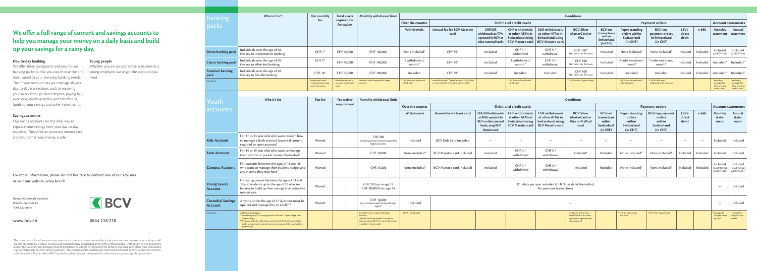## We offer a full range of current and savings accounts to help you manage your money on a daily basis and build up your savings for a rainy day.

### Day-to-day banking

We offer three transparent and easy-to-use banking packs so that you can choose the one most suited to your everyday banking needs. The Private Account lets you manage all your day-to-day transactions, such as receiving your salary through direct deposit, paying bills, executing standing orders, and transferring funds to your savings and other investments.

### Young people

Whether you are an apprentice, a student or a young employee, we've got the accounts you need.

### Savings accounts

Our savings accounts are the ideal way to separate your savings from your day-to-day expenses. They offer an attractive interest rate and ensure that your money is safe.

For more information, please do not hesitate to contact one of our advisors or visit our website, www.bcv.ch.

Banque Cantonale Vaudoise
Place St-François 14
1003 Lausanne

BCV

www.bcv.ch

0844 228 228

This document is for information purposes only. It does not constitute an offer, a solicitation or a recommendation to buy or sell specific products. BCV's rates, services and conditions may be changed at any time without notice. Distribution of this document and/or the sale of certain products may be prohibited or subject to restrictions for persons in jurisdictions other than Switzerland (e.g., Germany, UK, EU, USA and US persons). The contents of this publication may have been used by BCV Group prior to their communication. Phone calls to BCV may be recorded; by using this means of communication, you accept this procedure.

## Banking packs

| Banking packs | Who's it for? | Flat monthly fee | Total assets required for fee waiver | Monthly withdrawal limit | Conditions | | | | | | | | | | | | |
|---|---|---|---|---|---|---|---|---|---|---|---|---|---|---|---|---|---|
| | | | | | Over the counter | Debit and credit cards | | | | | Payment orders | | | | | Account statements | |
| | | | | | Withdrawals | Annual fee for BCV Maestro card | CHF/EUR withdrawals at ATMs operated by BCV or other cantonal banks | CHF withdrawals at other ATMs in Switzerland using BCV Maestro card | EUR withdrawals at other ATMs in Switzerland using BCV Maestro card | BCV Silver MasterCard or Visa | BCV-net transactions within Switzerland (in CHF) | Paper standing orders within Switzerland (in CHF) | BCV-top payment orders in Switzerland (in CHF) | LSV+ direct debit | e-bills | Monthly statement | Annual statement |
| Direct banking pack | Individuals over the age of 20: the key to independent banking | CHF 1* | CHF 10,000 | CHF 100,000 | None included* | CHF 30* | Included | CHF 3 / withdrawal | CHF 5 / withdrawal | CHF 100* Half price the first year | Included | None included* | None included* | Included | Included | Included (via BCV-net) | Included (via BCV-net) |
| Classic banking pack | Individuals over the age of 20: the key to effortless banking | CHF 5* | CHF 10,000 | CHF 100,000 | 1 withdrawal / month* | CHF 30* | Included | 1 withdrawal / month* | CHF 5 / withdrawal | CHF 100 Half price the first year | Included | 2 order executions / month* | 1 order execution / month* | Included | Included | Included* | Included* |
| Premium banking pack | Individuals over the age of 20: the key to flexible banking | CHF 18* | CHF 50,000 | CHF 100,000 | Included | CHF 30* | Included | Included | Included | CHF 100 Half price the first year | Included | Included | Included | Included | Included | Included* | Included* |
| Conditions | | * unless total assets exceed amount required for fee waiver | * total amount held in accounts in the same name | 3 months' notice required for larger amounts | * CHF 5 for each additional withdrawal | * waived from the 2nd year if assets of CHF 50,000 or more are held in the same name at BCV | | * CHF 5 for each additional withdrawal | | * CHF 25 up to 25 years of age | | * CHF 2 for each additional order execution | * CHF 0.50 for each additional order execution | | | * excluding postage fee (free of charge via BCV-net) | * excluding postage fee (free of charge via BCV-net) |

## Youth accounts

| Youth accounts | Who it's for | Flat fee | Fee waiver requirement | Monthly withdrawal limit | Conditions | | | | | | | | | | | | |
|---|---|---|---|---|---|---|---|---|---|---|---|---|---|---|---|---|---|
| | | | | | Over the counter | Debit and credit cards | | | | | Payment orders | | | | | Account statements | |
| | | | | | Withdrawals | Annual fee for bank card | CHF/EUR withdrawals at ATMs operated by BCV or other cantonal banks, using BCV Maestro card | CHF withdrawals at other ATMs in Switzerland using BCV Maestro card | EUR withdrawals at other ATMs in Switzerland, using BCV Maestro card | BCV Silver MasterCard or Visa or PrePaid card | BCV-net transactions within Switzerland (in CHF) | Paper standing orders within Switzerland (in CHF) | BCV-top payment orders within Switzerland (in CHF) | LSV+ direct debit | e-bills | Monthly statement | Annual statement |
| Kids Account | For 11 to 13 year olds who want to learn how to manage a bank account (parental consent required to open account) | Waived | - | CHF 200 (written parental consent required for larger amounts) | Included | BCV Kids Card included | – | – | – | – | – | – | – | – | – | Included | Included |
| Teen Account | For 14 to 19 year olds who want to manage their income or pocket money themselves* | Waived | - | CHF 10,000 | None included* | BCV Maestro card included | Included | CHF 3 / withdrawal | CHF 5 / withdrawal | Included* | Included | None included* | None included* | Included | Included | Included | Included |
| Campus Account | For students between the ages of 18 and 25 who want to manage their student budget and any income they may have* | Waived | - | CHF 25,000 | None included* | BCV Maestro card included | Included | CHF 3 / withdrawal | CHF 5 / withdrawal | Included | Included | None included* | None included* | Included | Included | Included (in pdf format via BCV-net)* | Included (in pdf format via BCV-net)* |
| Young Savers Account | For young people between the ages of 11 and 19 and students up to the age of 26 who are looking to build up their savings at an attractive interest rate. | Waived | - | CHF 200 up to age 13 CHF 10,000 from age 14 | 12 debits per year included (CHF 3 per debit thereafter) No payment transactions | | | | | | | | | | | – | Included |
| Custodial Savings Account | Anyone under the age of 17 (account must be opened and managed by an adult)** | Waived | - | CHF 10,000 (in accordance with the beneficiary's rights)* | Included | – | | | | | | | | | | – | Included |
| Conditions | Additional advantages: * Membership to BCV's young person's club from 15 years of age up to 25 years of age ** If opened at birth: a gift and a voucher for CHF 50, which is credited to the account when opened, upon presentation of the voucher (by a parent only) | | | 3 months' notice required for larger amounts * See the brochure entitled "Protections Épargne-cadeau BCV" for more information (available in French only) | * CHF 5 / withdrawal | | | | | * credit card if 18 or over. PrePaid card if 14 or over: signature of legal representative required | | * CHF 2 / paper order execution | * CHF 0.50 / payment slip | | | * postage fee charged if sent by mail | * postage fee charged if sent by mail |